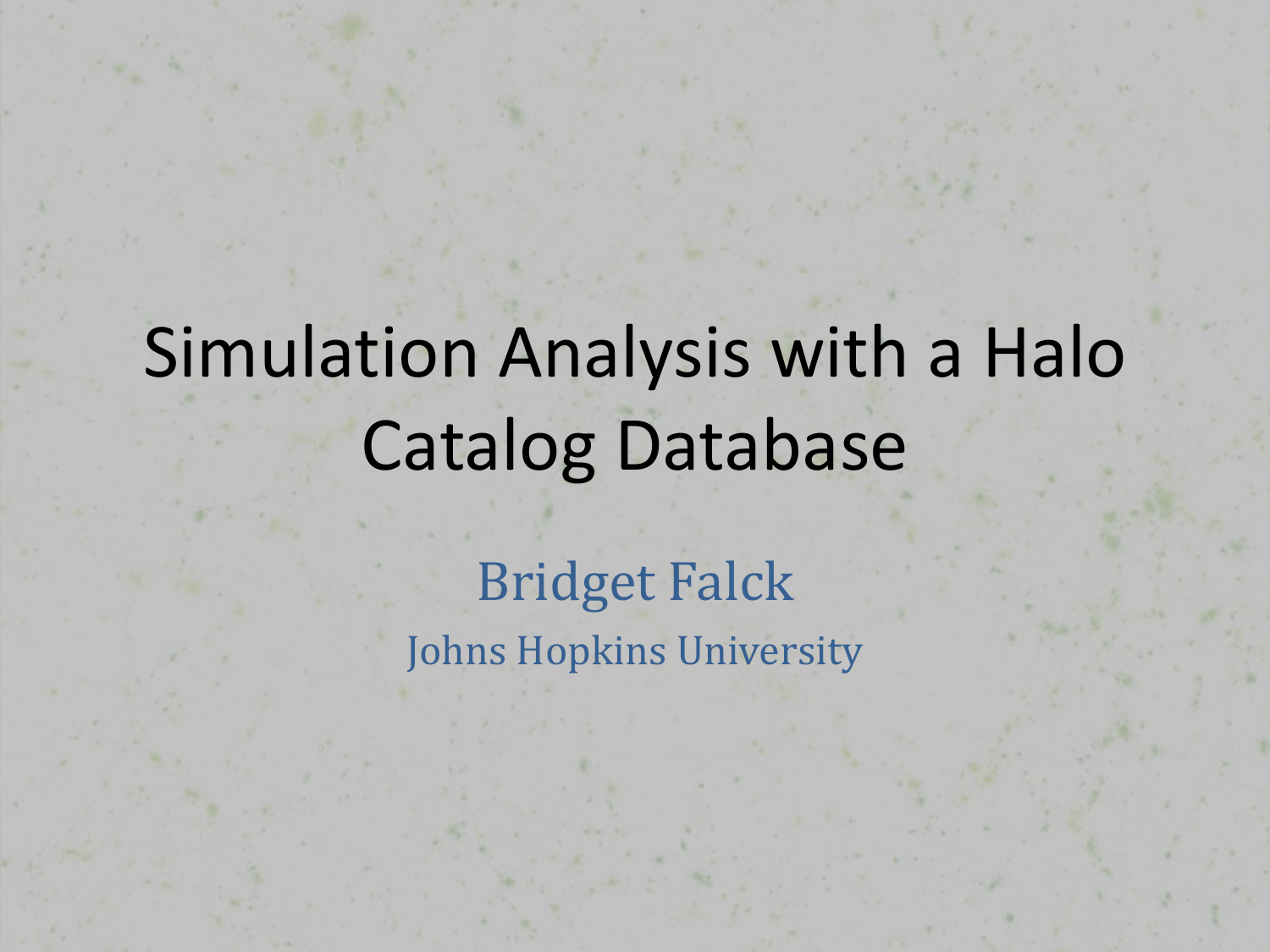# Simulation Analysis with a Halo Catalog Database

Bridget Falck

Johns Hopkins University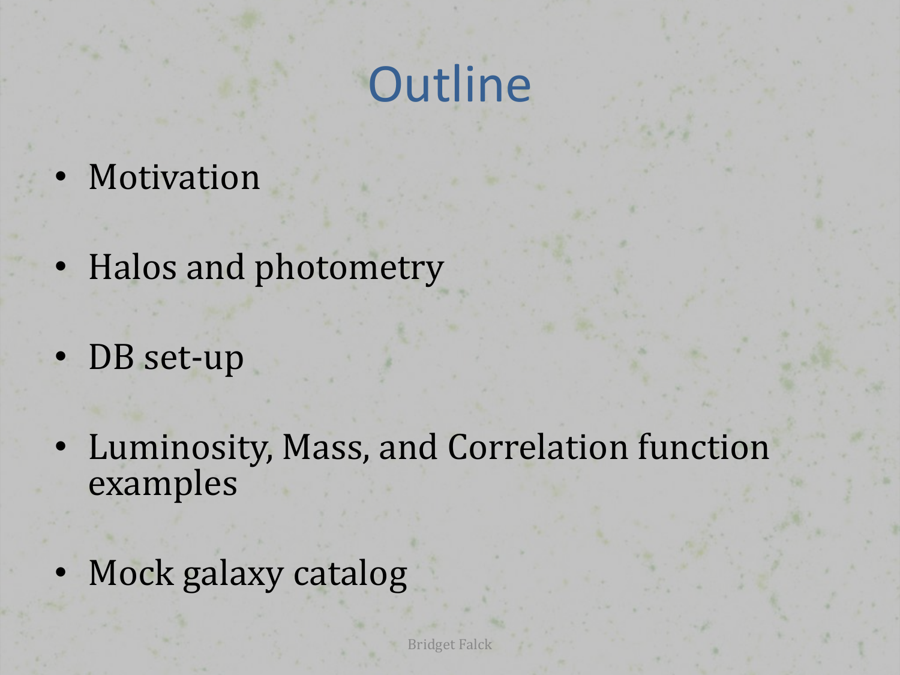# Outline

- Motivation
- Halos and photometry
- DB set-up
- Luminosity, Mass, and Correlation function examples
- Mock galaxy catalog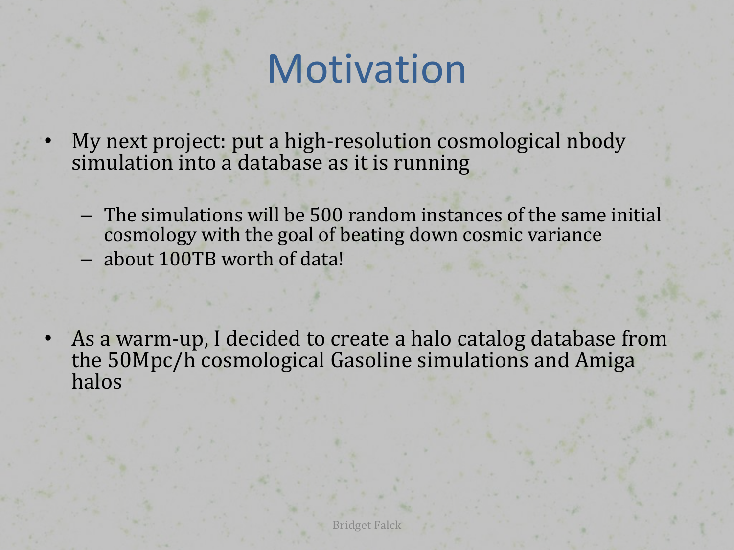# Motivation

- My next project: put a high-resolution cosmological nbody simulation into a database as it is running
  - The simulations will be 500 random instances of the same initial cosmology with the goal of beating down cosmic variance
  - about 100TB worth of data!

- As a warm-up, I decided to create a halo catalog database from the 50Mpc/h cosmological Gasoline simulations and Amiga halos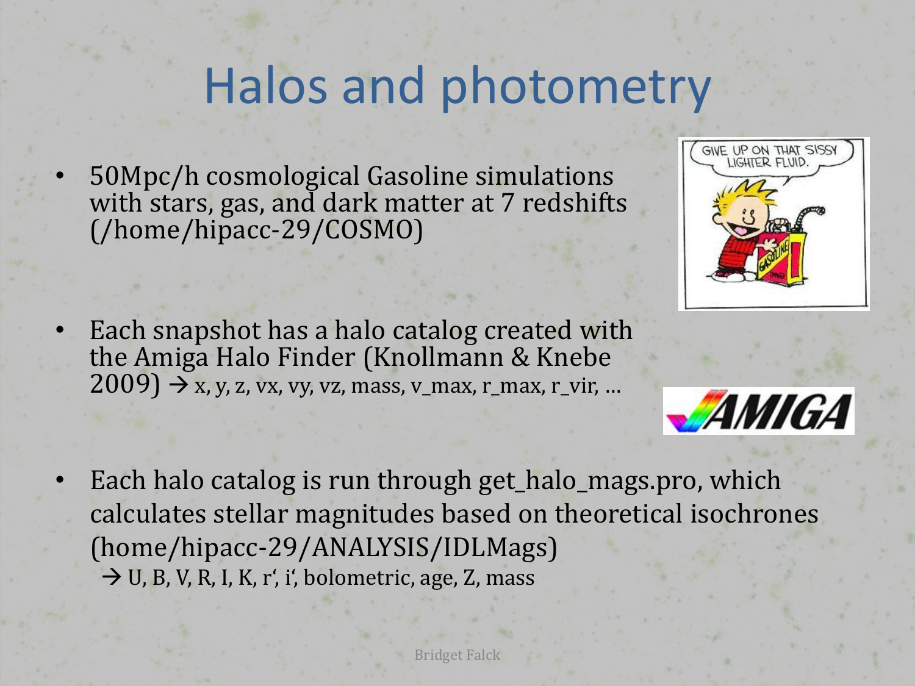# Halos and photometry

- 50Mpc/h cosmological Gasoline simulations with stars, gas, and dark matter at 7 redshifts (/home/hipacc-29/COSMO)

- Each snapshot has a halo catalog created with the Amiga Halo Finder (Knollmann & Knebe 2009) → x, y, z, vx, vy, vz, mass, v_max, r_max, r_vir, …

- Each halo catalog is run through get_halo_mags.pro, which calculates stellar magnitudes based on theoretical isochrones (home/hipacc-29/ANALYSIS/IDLMags)
  → U, B, V, R, I, K, r', i', bolometric, age, Z, mass

Bridget Falck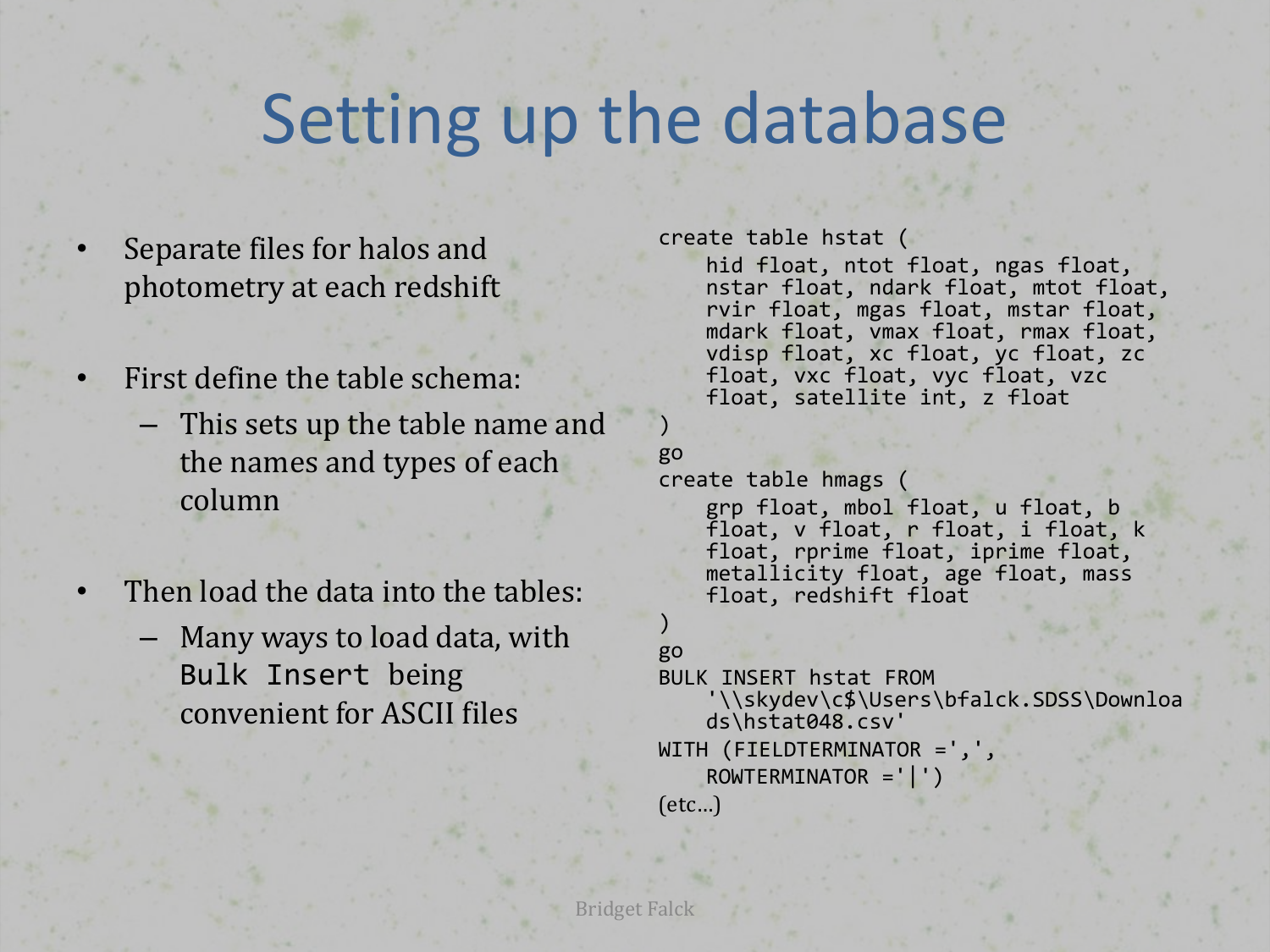# Setting up the database

- Separate files for halos and photometry at each redshift
- First define the table schema:
  - This sets up the table name and the names and types of each column
- Then load the data into the tables:
  - Many ways to load data, with `Bulk Insert` being convenient for ASCII files

```
create table hstat (
    hid float, ntot float, ngas float,
    nstar float, ndark float, mtot float,
    rvir float, mgas float, mstar float,
    mdark float, vmax float, rmax float,
    vdisp float, xc float, yc float, zc
    float, vxc float, vyc float, vzc
    float, satellite int, z float
)
go
create table hmags (
    grp float, mbol float, u float, b
    float, v float, r float, i float, k
    float, rprime float, iprime float,
    metallicity float, age float, mass
    float, redshift float
)
go
BULK INSERT hstat FROM
    '\\skydev\c$\Users\bfalck.SDSS\Downloa
    ds\hstat048.csv'
WITH (FIELDTERMINATOR =',',
    ROWTERMINATOR ='|')
(etc…)
```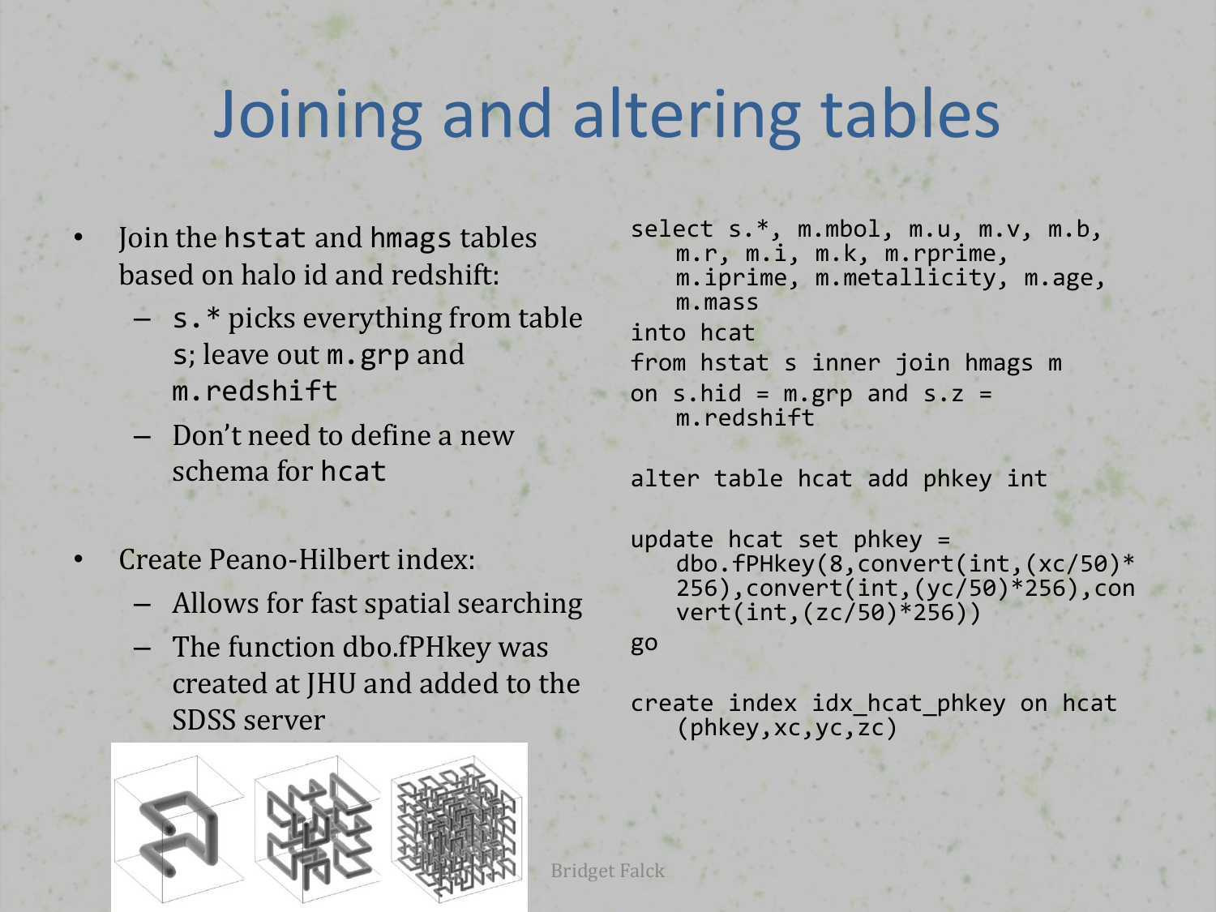# Joining and altering tables

- Join the `hstat` and `hmags` tables based on halo id and redshift:
  - `s.*` picks everything from table `s`; leave out `m.grp` and `m.redshift`
  - Don't need to define a new schema for `hcat`

```
select s.*, m.mbol, m.u, m.v, m.b,
   m.r, m.i, m.k, m.rprime,
   m.iprime, m.metallicity, m.age,
   m.mass
into hcat
from hstat s inner join hmags m
on s.hid = m.grp and s.z =
   m.redshift

alter table hcat add phkey int
```

- Create Peano-Hilbert index:
  - Allows for fast spatial searching
  - The function dbo.fPHkey was created at JHU and added to the SDSS server

```
update hcat set phkey =
   dbo.fPHkey(8,convert(int,(xc/50)*
   256),convert(int,(yc/50)*256),con
   vert(int,(zc/50)*256))
go

create index idx_hcat_phkey on hcat
   (phkey,xc,yc,zc)
```

Bridget Falck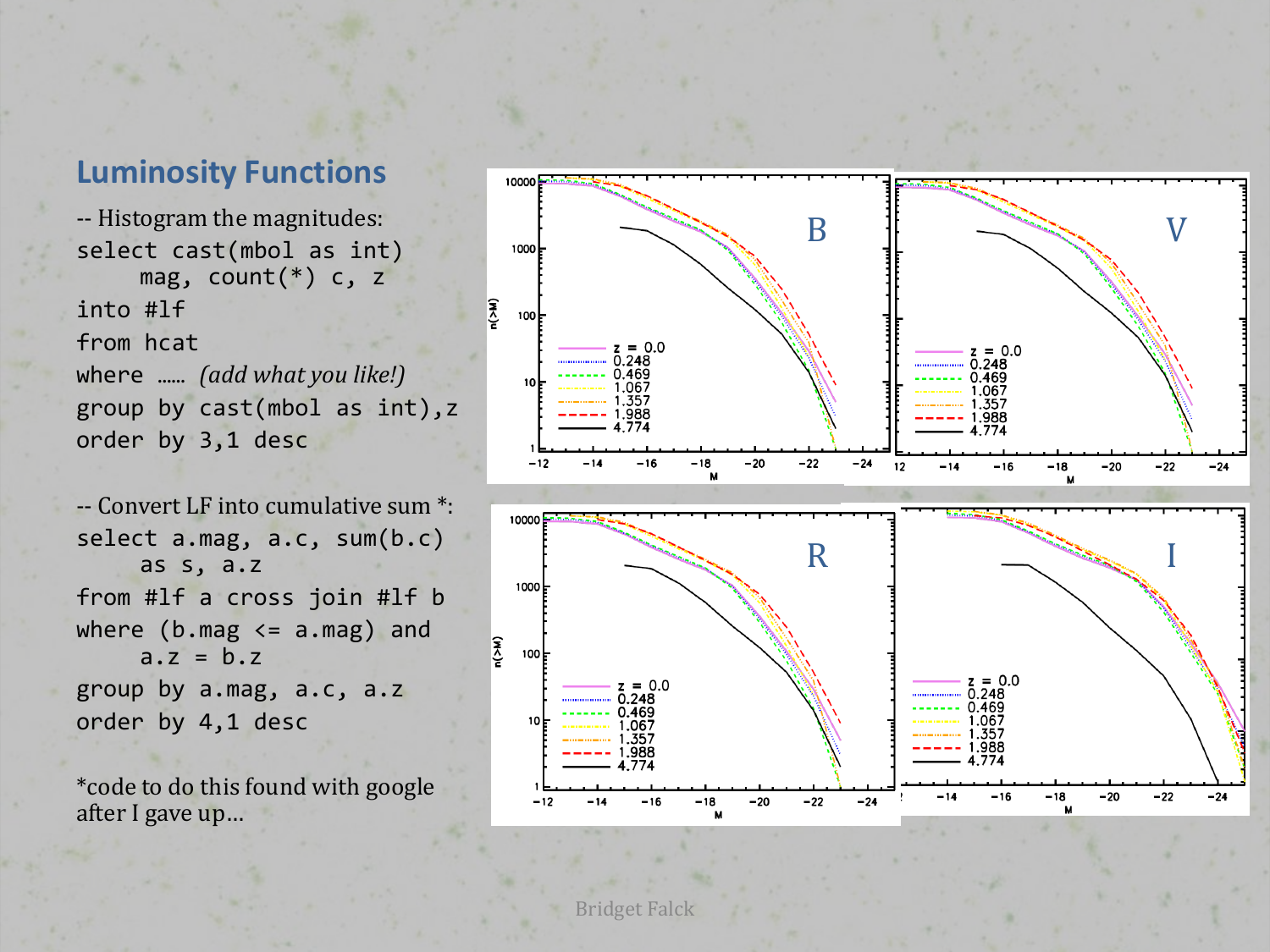## Luminosity Functions

-- Histogram the magnitudes:

```
select cast(mbol as int)
     mag, count(*) c, z
into #lf
from hcat
where ...... (add what you like!)
group by cast(mbol as int),z
order by 3,1 desc
```

-- Convert LF into cumulative sum *:

```
select a.mag, a.c, sum(b.c)
     as s, a.z
from #lf a cross join #lf b
where (b.mag <= a.mag) and
     a.z = b.z
group by a.mag, a.c, a.z
order by 4,1 desc
```

*code to do this found with google after I gave up…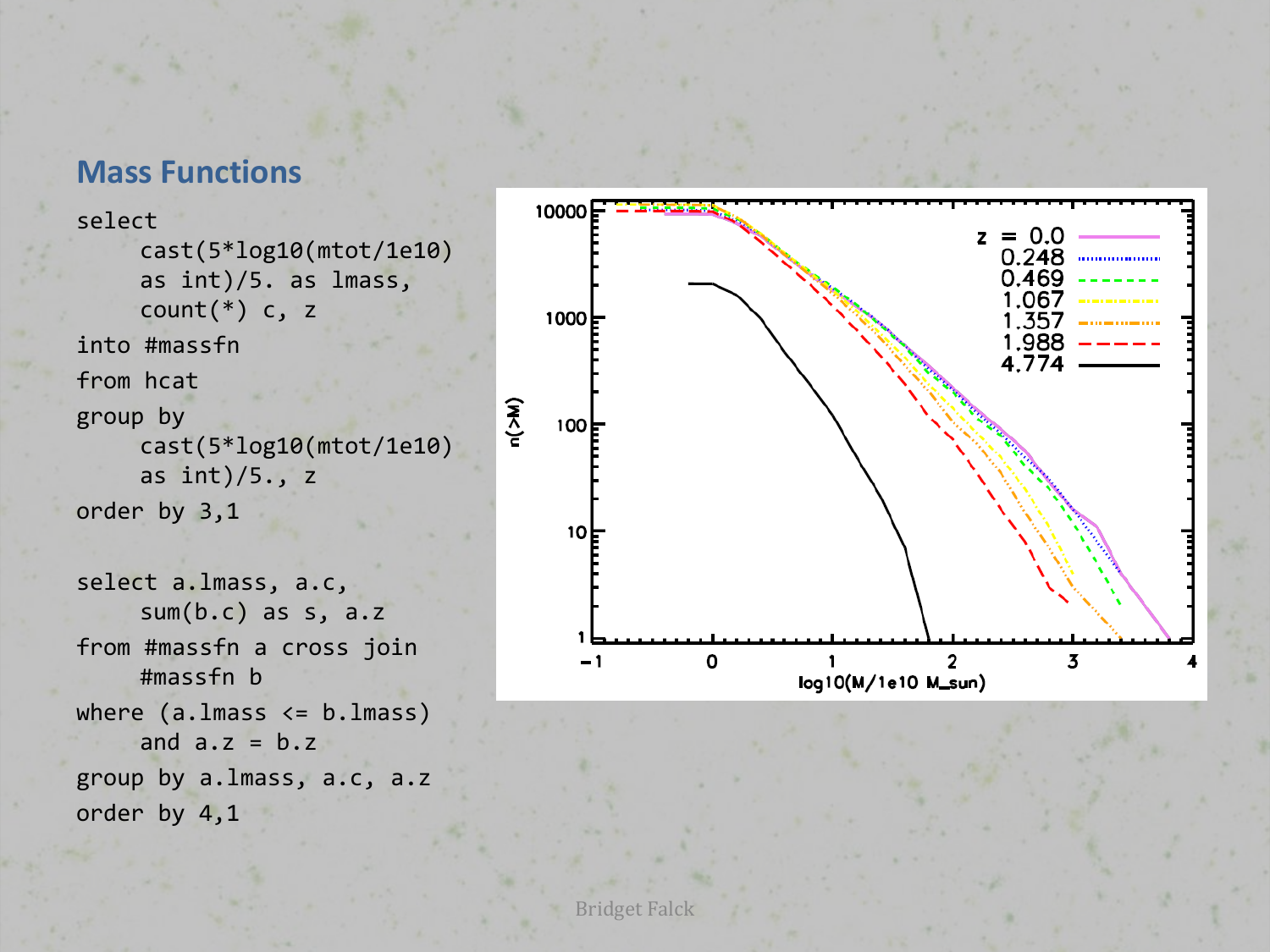## Mass Functions

```
select
     cast(5*log10(mtot/1e10)
     as int)/5. as lmass,
     count(*) c, z
into #massfn
from hcat
group by
     cast(5*log10(mtot/1e10)
     as int)/5., z
order by 3,1

select a.lmass, a.c,
     sum(b.c) as s, a.z
from #massfn a cross join
     #massfn b
where (a.lmass <= b.lmass)
     and a.z = b.z
group by a.lmass, a.c, a.z
order by 4,1
```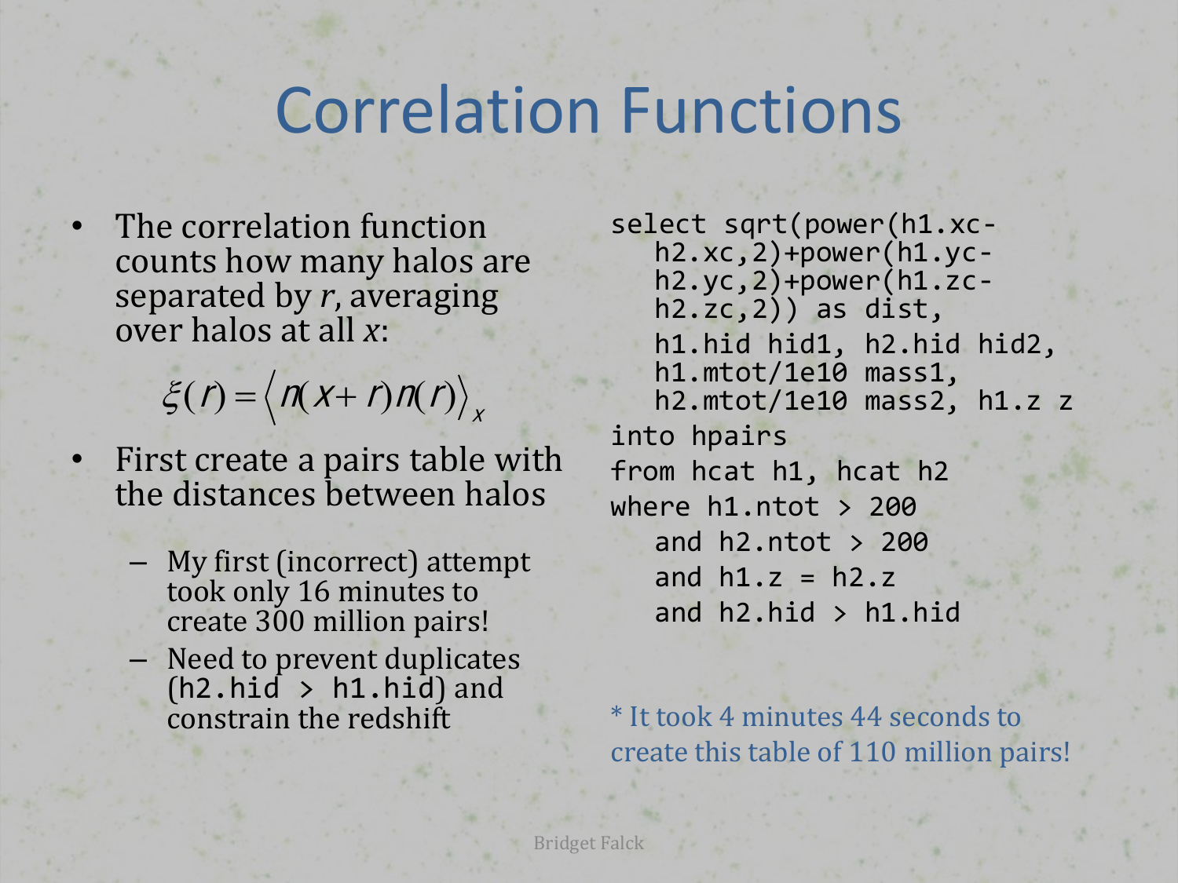# Correlation Functions

- The correlation function counts how many halos are separated by *r*, averaging over halos at all *x*:

$$\xi(r) = \left\langle n(x+r)n(r) \right\rangle_x$$

- First create a pairs table with the distances between halos
  - My first (incorrect) attempt took only 16 minutes to create 300 million pairs!
  - Need to prevent duplicates (`h2.hid > h1.hid`) and constrain the redshift

```
select sqrt(power(h1.xc-
   h2.xc,2)+power(h1.yc-
   h2.yc,2)+power(h1.zc-
   h2.zc,2)) as dist,
   h1.hid hid1, h2.hid hid2,
   h1.mtot/1e10 mass1,
   h2.mtot/1e10 mass2, h1.z z
into hpairs
from hcat h1, hcat h2
where h1.ntot > 200
   and h2.ntot > 200
   and h1.z = h2.z
   and h2.hid > h1.hid
```

\* It took 4 minutes 44 seconds to create this table of 110 million pairs!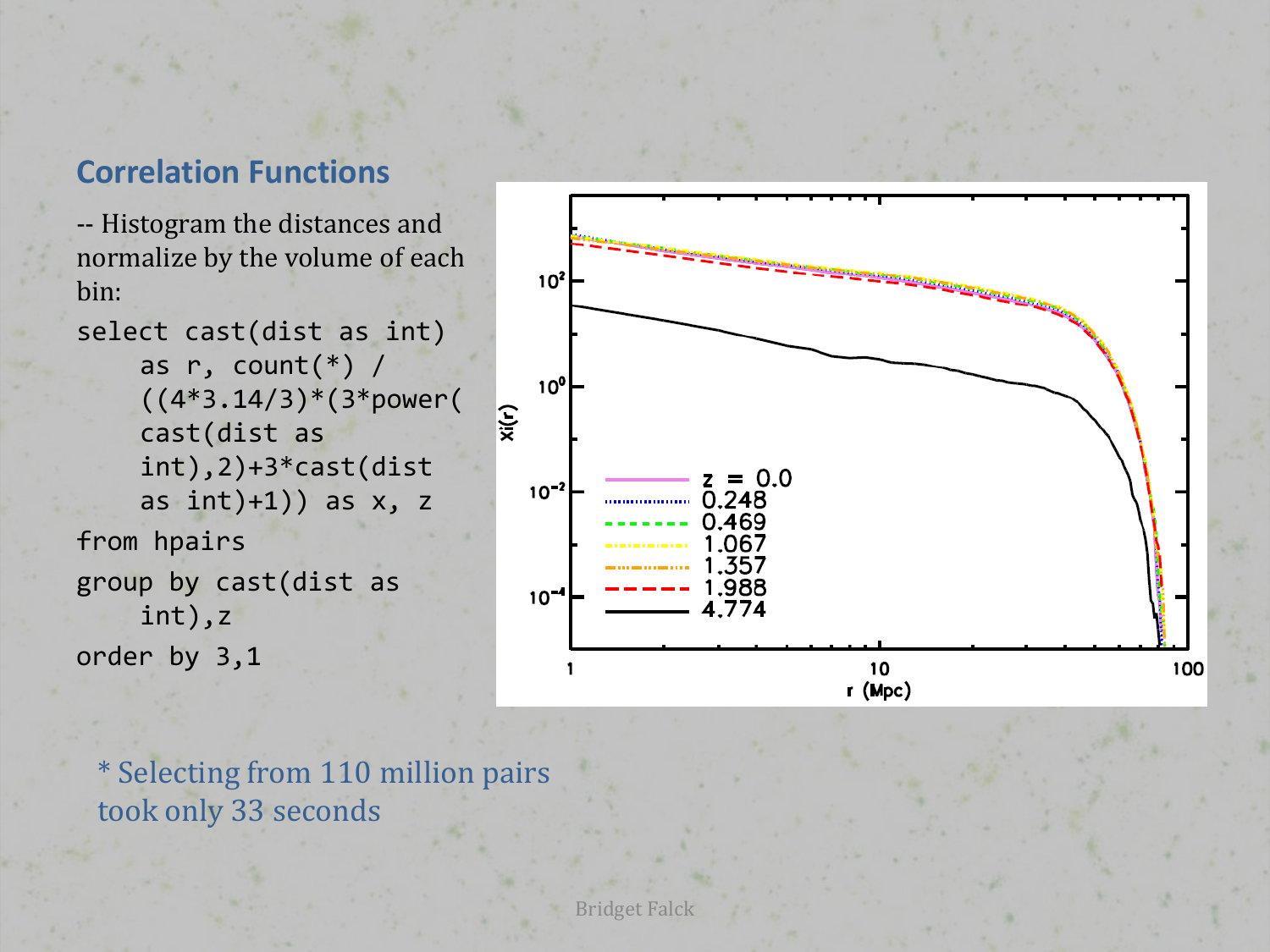## Correlation Functions

-- Histogram the distances and normalize by the volume of each bin:

```
select cast(dist as int)
    as r, count(*) /
    ((4*3.14/3)*(3*power(
    cast(dist as
    int),2)+3*cast(dist
    as int)+1)) as x, z
from hpairs
group by cast(dist as
    int),z
order by 3,1
```

* Selecting from 110 million pairs took only 33 seconds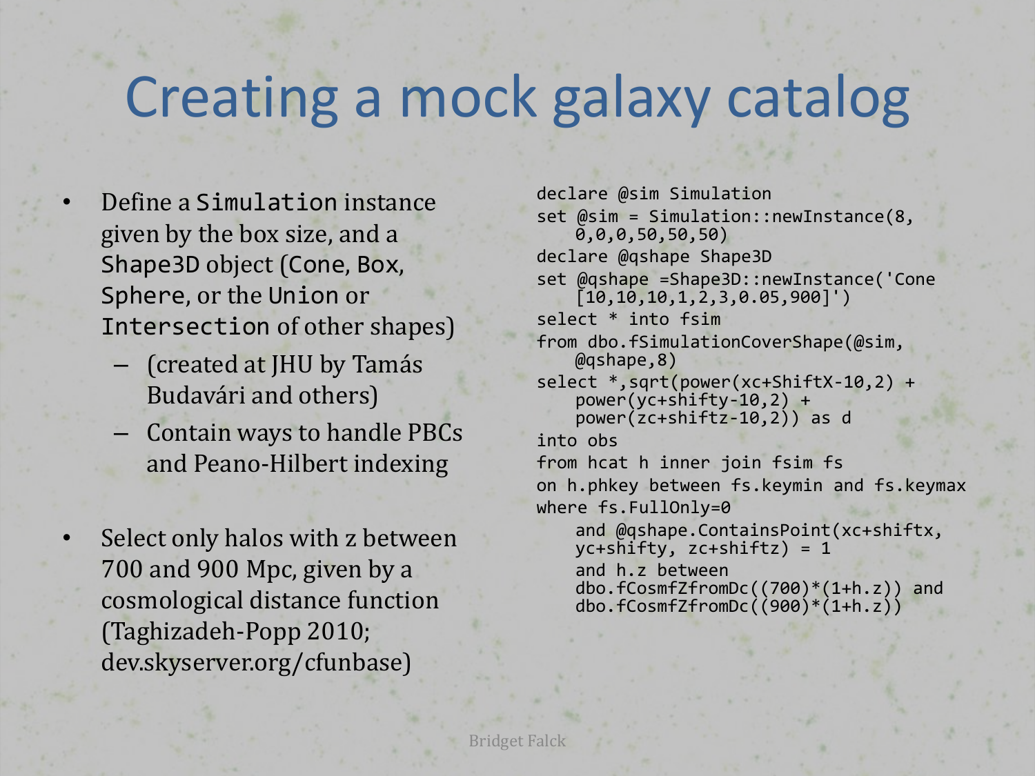# Creating a mock galaxy catalog

- Define a `Simulation` instance given by the box size, and a `Shape3D` object (`Cone`, `Box`, `Sphere`, or the `Union` or `Intersection` of other shapes)
  - (created at JHU by Tamás Budavári and others)
  - Contain ways to handle PBCs and Peano-Hilbert indexing
- Select only halos with z between 700 and 900 Mpc, given by a cosmological distance function (Taghizadeh-Popp 2010; dev.skyserver.org/cfunbase)

```
declare @sim Simulation
set @sim = Simulation::newInstance(8,
    0,0,0,50,50,50)
declare @qshape Shape3D
set @qshape =Shape3D::newInstance('Cone
    [10,10,10,1,2,3,0.05,900]')
select * into fsim
from dbo.fSimulationCoverShape(@sim,
    @qshape,8)
select *,sqrt(power(xc+ShiftX-10,2) +
    power(yc+shifty-10,2) +
    power(zc+shiftz-10,2)) as d
into obs
from hcat h inner join fsim fs
on h.phkey between fs.keymin and fs.keymax
where fs.FullOnly=0
    and @qshape.ContainsPoint(xc+shiftx,
    yc+shifty, zc+shiftz) = 1
    and h.z between
    dbo.fCosmfZfromDc((700)*(1+h.z)) and
    dbo.fCosmfZfromDc((900)*(1+h.z))
```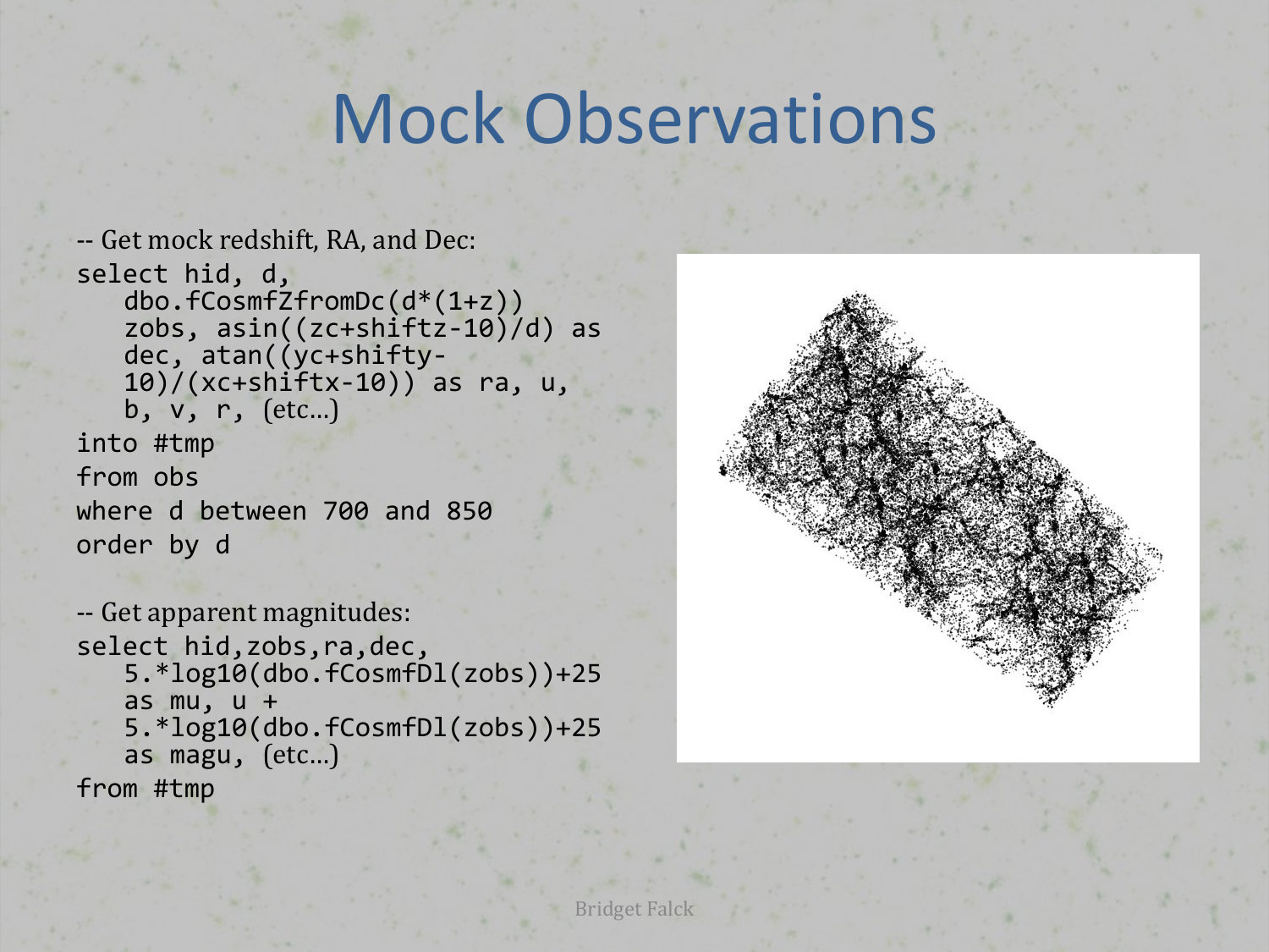# Mock Observations

-- Get mock redshift, RA, and Dec:

```
select hid, d,
   dbo.fCosmfZfromDc(d*(1+z))
   zobs, asin((zc+shiftz-10)/d) as
   dec, atan((yc+shifty-
   10)/(xc+shiftx-10)) as ra, u,
   b, v, r, (etc…)
into #tmp
from obs
where d between 700 and 850
order by d
```

-- Get apparent magnitudes:

```
select hid,zobs,ra,dec,
   5.*log10(dbo.fCosmfDl(zobs))+25
   as mu, u +
   5.*log10(dbo.fCosmfDl(zobs))+25
   as magu, (etc…)
from #tmp
```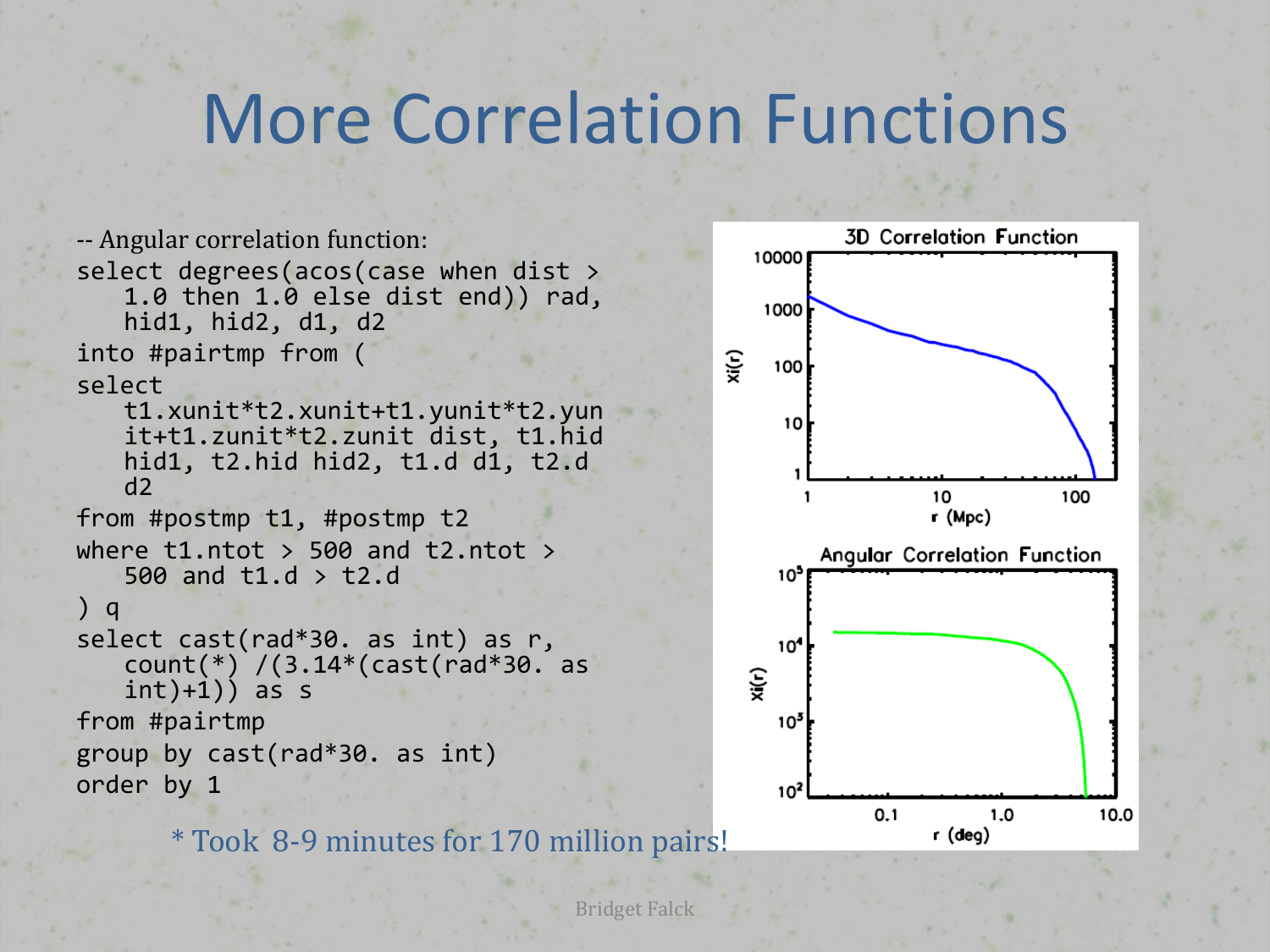# More Correlation Functions

```
-- Angular correlation function:
select degrees(acos(case when dist >
    1.0 then 1.0 else dist end)) rad,
    hid1, hid2, d1, d2
into #pairtmp from (
select
    t1.xunit*t2.xunit+t1.yunit*t2.yunit+t1.zunit*t2.zunit dist, t1.hid
    hid1, t2.hid hid2, t1.d d1, t2.d
    d2
from #postmp t1, #postmp t2
where t1.ntot > 500 and t2.ntot >
    500 and t1.d > t2.d
) q
select cast(rad*30. as int) as r,
    count(*) /(3.14*(cast(rad*30. as
    int)+1)) as s
from #pairtmp
group by cast(rad*30. as int)
order by 1
```

\* Took 8-9 minutes for 170 million pairs!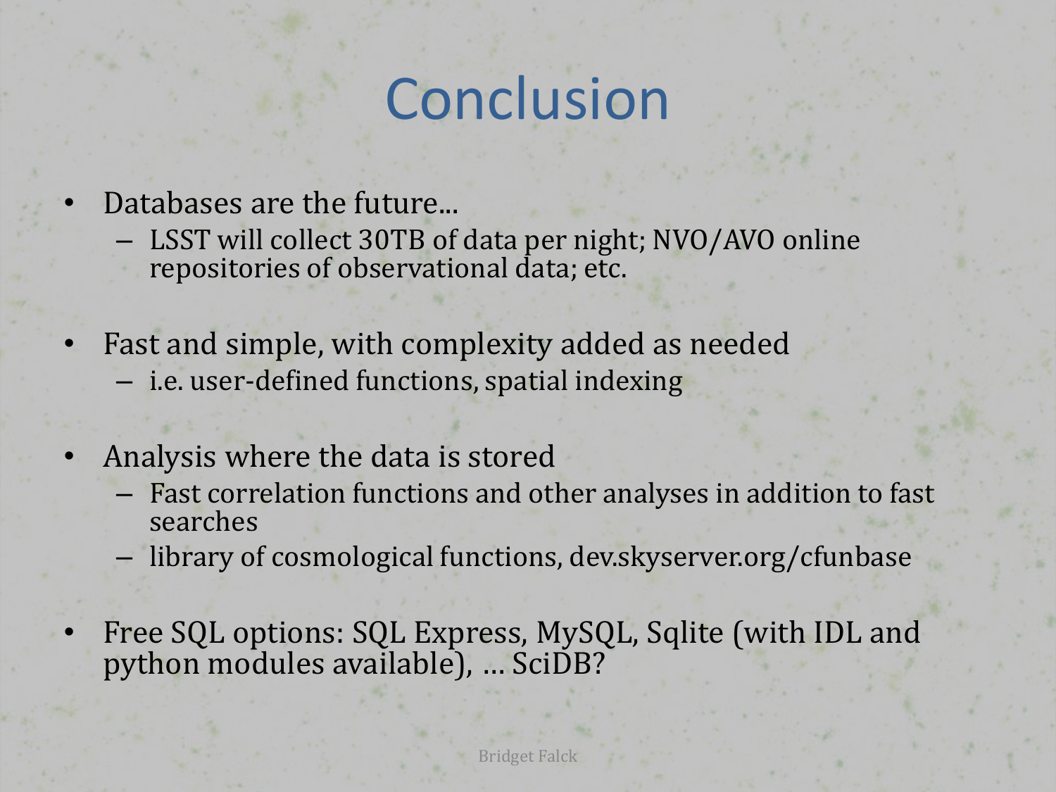# Conclusion

- Databases are the future...
  - LSST will collect 30TB of data per night; NVO/AVO online repositories of observational data; etc.
- Fast and simple, with complexity added as needed
  - i.e. user-defined functions, spatial indexing
- Analysis where the data is stored
  - Fast correlation functions and other analyses in addition to fast searches
  - library of cosmological functions, dev.skyserver.org/cfunbase
- Free SQL options: SQL Express, MySQL, Sqlite (with IDL and python modules available), … SciDB?